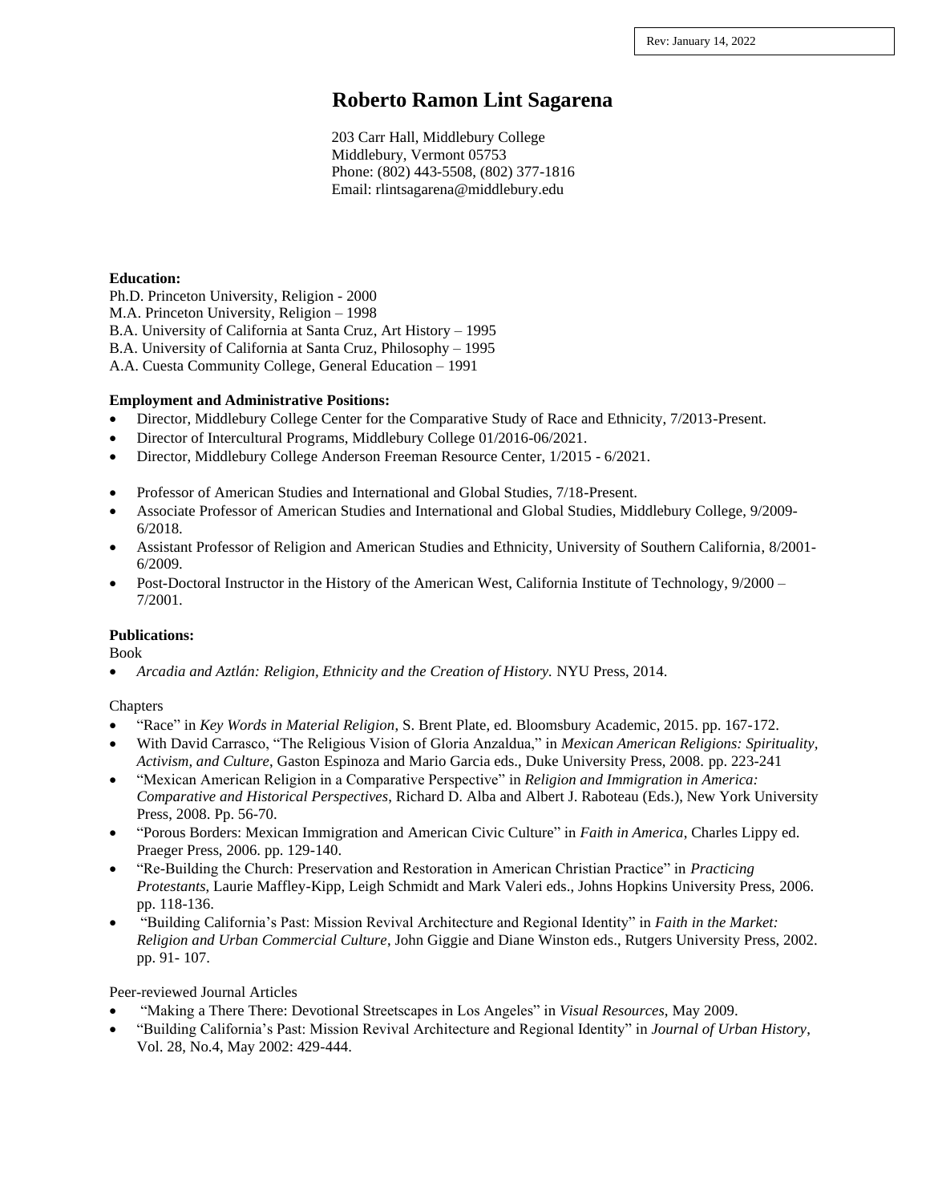Rev: January 14, 2022

# Roberto Ramon Lint Sagarena

203 Carr Hall, Middlebury College
Middlebury, Vermont 05753
Phone: (802) 443-5508, (802) 377-1816
Email: rlintsagarena@middlebury.edu

**Education:**

Ph.D. Princeton University, Religion - 2000
M.A. Princeton University, Religion – 1998
B.A. University of California at Santa Cruz, Art History – 1995
B.A. University of California at Santa Cruz, Philosophy – 1995
A.A. Cuesta Community College, General Education – 1991

**Employment and Administrative Positions:**

- Director, Middlebury College Center for the Comparative Study of Race and Ethnicity, 7/2013-Present.
- Director of Intercultural Programs, Middlebury College 01/2016-06/2021.
- Director, Middlebury College Anderson Freeman Resource Center, 1/2015 - 6/2021.

- Professor of American Studies and International and Global Studies, 7/18-Present.
- Associate Professor of American Studies and International and Global Studies, Middlebury College, 9/2009-6/2018.
- Assistant Professor of Religion and American Studies and Ethnicity, University of Southern California, 8/2001-6/2009.
- Post-Doctoral Instructor in the History of the American West, California Institute of Technology, 9/2000 – 7/2001.

**Publications:**

Book

- *Arcadia and Aztlán: Religion, Ethnicity and the Creation of History.* NYU Press, 2014.

Chapters

- "Race" in *Key Words in Material Religion*, S. Brent Plate, ed. Bloomsbury Academic, 2015. pp. 167-172.
- With David Carrasco, "The Religious Vision of Gloria Anzaldua," in *Mexican American Religions: Spirituality, Activism, and Culture*, Gaston Espinoza and Mario Garcia eds., Duke University Press, 2008. pp. 223-241
- "Mexican American Religion in a Comparative Perspective" in *Religion and Immigration in America: Comparative and Historical Perspectives*, Richard D. Alba and Albert J. Raboteau (Eds.), New York University Press, 2008. Pp. 56-70.
- "Porous Borders: Mexican Immigration and American Civic Culture" in *Faith in America*, Charles Lippy ed. Praeger Press, 2006. pp. 129-140.
- "Re-Building the Church: Preservation and Restoration in American Christian Practice" in *Practicing Protestants*, Laurie Maffley-Kipp, Leigh Schmidt and Mark Valeri eds., Johns Hopkins University Press, 2006. pp. 118-136.
- "Building California's Past: Mission Revival Architecture and Regional Identity" in *Faith in the Market: Religion and Urban Commercial Culture*, John Giggie and Diane Winston eds., Rutgers University Press, 2002. pp. 91- 107.

Peer-reviewed Journal Articles

- "Making a There There: Devotional Streetscapes in Los Angeles" in *Visual Resources*, May 2009.
- "Building California's Past: Mission Revival Architecture and Regional Identity" in *Journal of Urban History*, Vol. 28, No.4, May 2002: 429-444.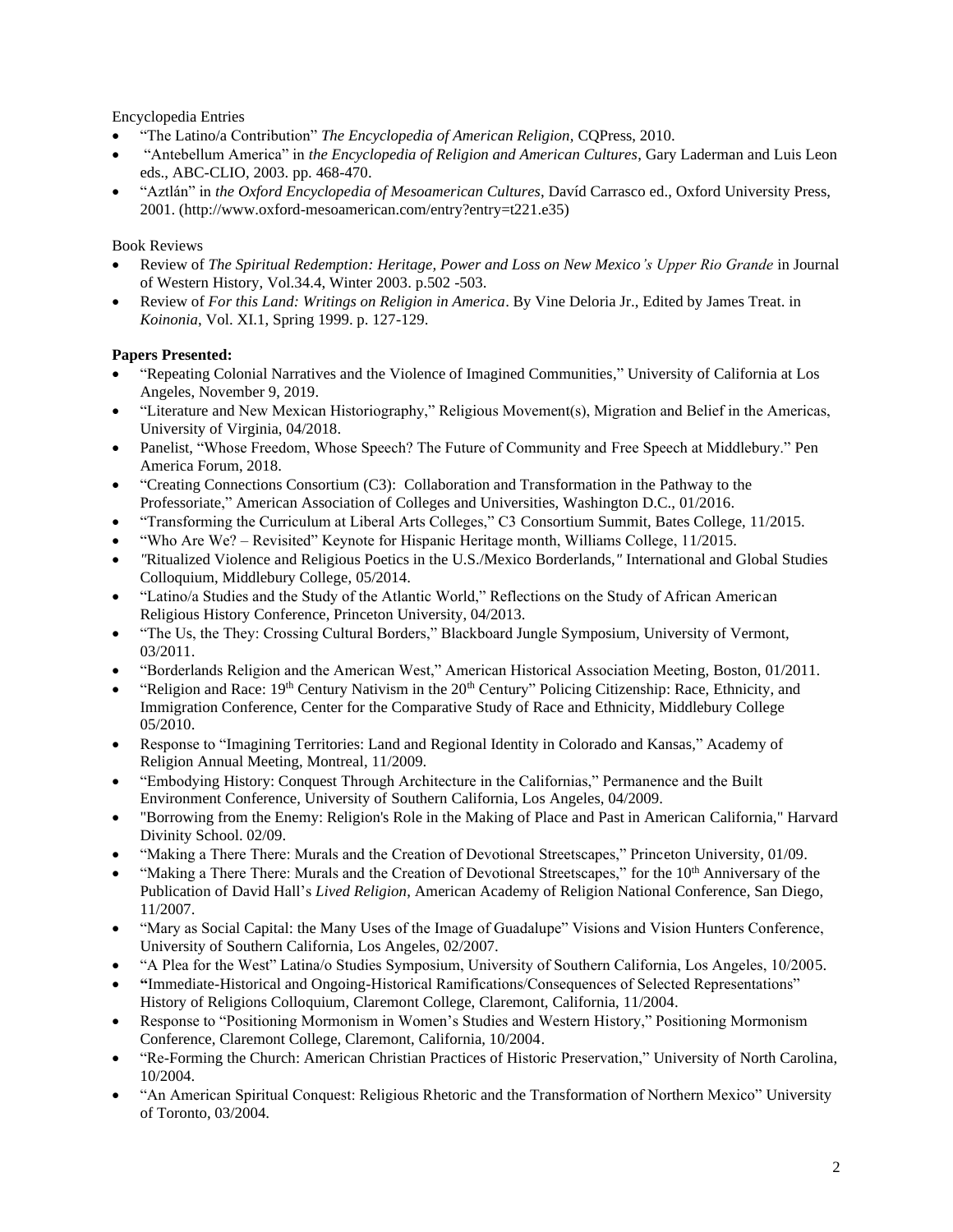Encyclopedia Entries

- "The Latino/a Contribution" *The Encyclopedia of American Religion*, CQPress, 2010.
- "Antebellum America" in *the Encyclopedia of Religion and American Cultures*, Gary Laderman and Luis Leon eds., ABC-CLIO, 2003. pp. 468-470.
- "Aztlán" in *the Oxford Encyclopedia of Mesoamerican Cultures*, Davíd Carrasco ed., Oxford University Press, 2001. (http://www.oxford-mesoamerican.com/entry?entry=t221.e35)

Book Reviews

- Review of *The Spiritual Redemption: Heritage, Power and Loss on New Mexico's Upper Rio Grande* in Journal of Western History, Vol.34.4, Winter 2003. p.502 -503.
- Review of *For this Land: Writings on Religion in America*. By Vine Deloria Jr., Edited by James Treat. in *Koinonia*, Vol. XI.1, Spring 1999. p. 127-129.

**Papers Presented:**

- "Repeating Colonial Narratives and the Violence of Imagined Communities," University of California at Los Angeles, November 9, 2019.
- "Literature and New Mexican Historiography," Religious Movement(s), Migration and Belief in the Americas, University of Virginia, 04/2018.
- Panelist, "Whose Freedom, Whose Speech? The Future of Community and Free Speech at Middlebury." Pen America Forum, 2018.
- "Creating Connections Consortium (C3): Collaboration and Transformation in the Pathway to the Professoriate," American Association of Colleges and Universities, Washington D.C., 01/2016.
- "Transforming the Curriculum at Liberal Arts Colleges," C3 Consortium Summit, Bates College, 11/2015.
- "Who Are We? – Revisited" Keynote for Hispanic Heritage month, Williams College, 11/2015.
- *"*Ritualized Violence and Religious Poetics in the U.S./Mexico Borderlands,*"* International and Global Studies Colloquium, Middlebury College, 05/2014.
- "Latino/a Studies and the Study of the Atlantic World," Reflections on the Study of African American Religious History Conference, Princeton University, 04/2013.
- "The Us, the They: Crossing Cultural Borders," Blackboard Jungle Symposium, University of Vermont, 03/2011.
- "Borderlands Religion and the American West," American Historical Association Meeting, Boston, 01/2011.
- "Religion and Race: 19th Century Nativism in the 20th Century" Policing Citizenship: Race, Ethnicity, and Immigration Conference, Center for the Comparative Study of Race and Ethnicity, Middlebury College 05/2010.
- Response to "Imagining Territories: Land and Regional Identity in Colorado and Kansas," Academy of Religion Annual Meeting, Montreal, 11/2009.
- "Embodying History: Conquest Through Architecture in the Californias," Permanence and the Built Environment Conference, University of Southern California, Los Angeles, 04/2009.
- "Borrowing from the Enemy: Religion's Role in the Making of Place and Past in American California," Harvard Divinity School. 02/09.
- "Making a There There: Murals and the Creation of Devotional Streetscapes," Princeton University, 01/09.
- "Making a There There: Murals and the Creation of Devotional Streetscapes," for the 10th Anniversary of the Publication of David Hall's *Lived Religion*, American Academy of Religion National Conference, San Diego, 11/2007.
- "Mary as Social Capital: the Many Uses of the Image of Guadalupe" Visions and Vision Hunters Conference, University of Southern California, Los Angeles, 02/2007.
- "A Plea for the West" Latina/o Studies Symposium, University of Southern California, Los Angeles, 10/2005.
- "Immediate-Historical and Ongoing-Historical Ramifications/Consequences of Selected Representations" History of Religions Colloquium, Claremont College, Claremont, California, 11/2004.
- Response to "Positioning Mormonism in Women's Studies and Western History," Positioning Mormonism Conference, Claremont College, Claremont, California, 10/2004.
- "Re-Forming the Church: American Christian Practices of Historic Preservation," University of North Carolina, 10/2004.
- "An American Spiritual Conquest: Religious Rhetoric and the Transformation of Northern Mexico" University of Toronto, 03/2004.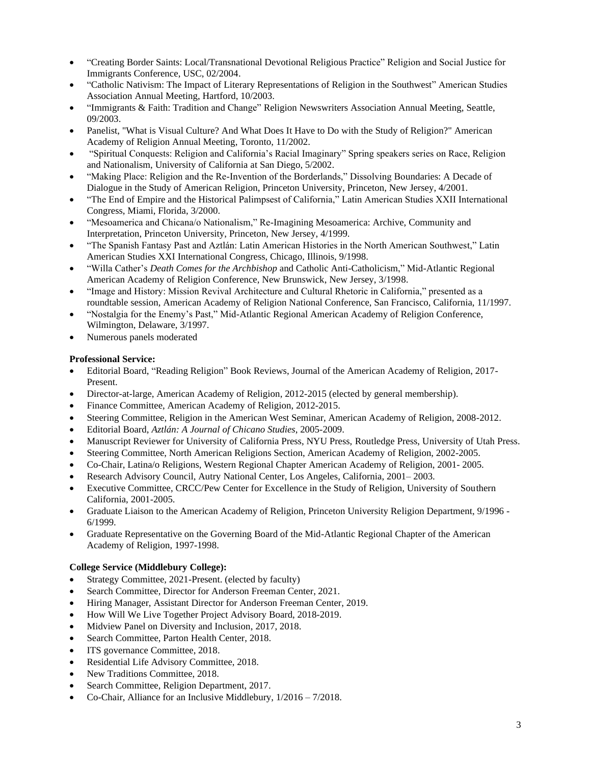- "Creating Border Saints: Local/Transnational Devotional Religious Practice" Religion and Social Justice for Immigrants Conference, USC, 02/2004.
- "Catholic Nativism: The Impact of Literary Representations of Religion in the Southwest" American Studies Association Annual Meeting, Hartford, 10/2003.
- "Immigrants & Faith: Tradition and Change" Religion Newswriters Association Annual Meeting, Seattle, 09/2003.
- Panelist, "What is Visual Culture? And What Does It Have to Do with the Study of Religion?" American Academy of Religion Annual Meeting, Toronto, 11/2002.
- "Spiritual Conquests: Religion and California's Racial Imaginary" Spring speakers series on Race, Religion and Nationalism, University of California at San Diego, 5/2002.
- "Making Place: Religion and the Re-Invention of the Borderlands," Dissolving Boundaries: A Decade of Dialogue in the Study of American Religion, Princeton University, Princeton, New Jersey, 4/2001.
- "The End of Empire and the Historical Palimpsest of California," Latin American Studies XXII International Congress, Miami, Florida, 3/2000.
- "Mesoamerica and Chicana/o Nationalism," Re-Imagining Mesoamerica: Archive, Community and Interpretation, Princeton University, Princeton, New Jersey, 4/1999.
- "The Spanish Fantasy Past and Aztlán: Latin American Histories in the North American Southwest," Latin American Studies XXI International Congress, Chicago, Illinois, 9/1998.
- "Willa Cather's *Death Comes for the Archbishop* and Catholic Anti-Catholicism," Mid-Atlantic Regional American Academy of Religion Conference, New Brunswick, New Jersey, 3/1998.
- "Image and History: Mission Revival Architecture and Cultural Rhetoric in California," presented as a roundtable session, American Academy of Religion National Conference, San Francisco, California, 11/1997.
- "Nostalgia for the Enemy's Past," Mid-Atlantic Regional American Academy of Religion Conference, Wilmington, Delaware, 3/1997.
- Numerous panels moderated

**Professional Service:**

- Editorial Board, "Reading Religion" Book Reviews, Journal of the American Academy of Religion, 2017-Present.
- Director-at-large, American Academy of Religion, 2012-2015 (elected by general membership).
- Finance Committee, American Academy of Religion, 2012-2015.
- Steering Committee, Religion in the American West Seminar, American Academy of Religion, 2008-2012.
- Editorial Board, *Aztlán: A Journal of Chicano Studies*, 2005-2009.
- Manuscript Reviewer for University of California Press, NYU Press, Routledge Press, University of Utah Press.
- Steering Committee, North American Religions Section, American Academy of Religion, 2002-2005.
- Co-Chair, Latina/o Religions, Western Regional Chapter American Academy of Religion, 2001- 2005.
- Research Advisory Council, Autry National Center, Los Angeles, California, 2001– 2003.
- Executive Committee, CRCC/Pew Center for Excellence in the Study of Religion, University of Southern California, 2001-2005.
- Graduate Liaison to the American Academy of Religion, Princeton University Religion Department, 9/1996 - 6/1999.
- Graduate Representative on the Governing Board of the Mid-Atlantic Regional Chapter of the American Academy of Religion, 1997-1998.

**College Service (Middlebury College):**

- Strategy Committee, 2021-Present. (elected by faculty)
- Search Committee, Director for Anderson Freeman Center, 2021.
- Hiring Manager, Assistant Director for Anderson Freeman Center, 2019.
- How Will We Live Together Project Advisory Board, 2018-2019.
- Midview Panel on Diversity and Inclusion, 2017, 2018.
- Search Committee, Parton Health Center, 2018.
- ITS governance Committee, 2018.
- Residential Life Advisory Committee, 2018.
- New Traditions Committee, 2018.
- Search Committee, Religion Department, 2017.
- Co-Chair, Alliance for an Inclusive Middlebury, 1/2016 – 7/2018.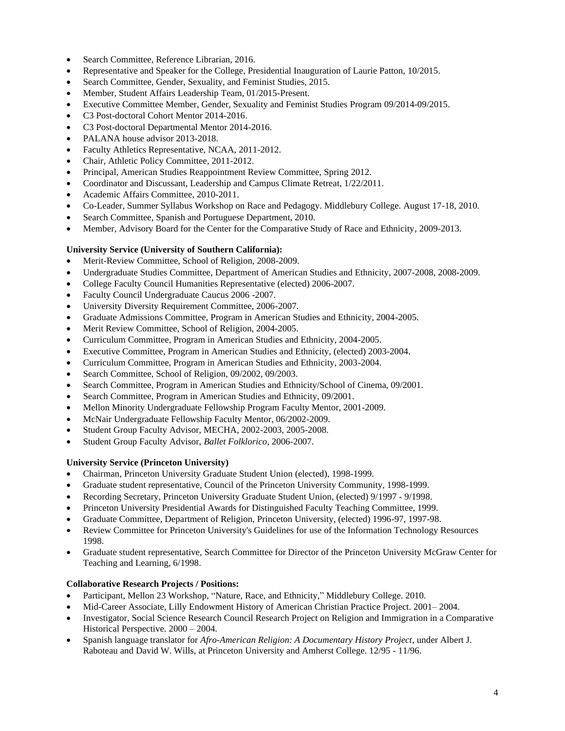- Search Committee, Reference Librarian, 2016.
- Representative and Speaker for the College, Presidential Inauguration of Laurie Patton, 10/2015.
- Search Committee, Gender, Sexuality, and Feminist Studies, 2015.
- Member, Student Affairs Leadership Team, 01/2015-Present.
- Executive Committee Member, Gender, Sexuality and Feminist Studies Program 09/2014-09/2015.
- C3 Post-doctoral Cohort Mentor 2014-2016.
- C3 Post-doctoral Departmental Mentor 2014-2016.
- PALANA house advisor 2013-2018.
- Faculty Athletics Representative, NCAA, 2011-2012.
- Chair, Athletic Policy Committee, 2011-2012.
- Principal, American Studies Reappointment Review Committee, Spring 2012.
- Coordinator and Discussant, Leadership and Campus Climate Retreat, 1/22/2011.
- Academic Affairs Committee, 2010-2011.
- Co-Leader, Summer Syllabus Workshop on Race and Pedagogy. Middlebury College. August 17-18, 2010.
- Search Committee, Spanish and Portuguese Department, 2010.
- Member, Advisory Board for the Center for the Comparative Study of Race and Ethnicity, 2009-2013.

**University Service (University of Southern California):**

- Merit-Review Committee, School of Religion, 2008-2009.
- Undergraduate Studies Committee, Department of American Studies and Ethnicity, 2007-2008, 2008-2009.
- College Faculty Council Humanities Representative (elected) 2006-2007.
- Faculty Council Undergraduate Caucus 2006 -2007.
- University Diversity Requirement Committee, 2006-2007.
- Graduate Admissions Committee, Program in American Studies and Ethnicity, 2004-2005.
- Merit Review Committee, School of Religion, 2004-2005.
- Curriculum Committee, Program in American Studies and Ethnicity, 2004-2005.
- Executive Committee, Program in American Studies and Ethnicity, (elected) 2003-2004.
- Curriculum Committee, Program in American Studies and Ethnicity, 2003-2004.
- Search Committee, School of Religion, 09/2002, 09/2003.
- Search Committee, Program in American Studies and Ethnicity/School of Cinema, 09/2001.
- Search Committee, Program in American Studies and Ethnicity, 09/2001.
- Mellon Minority Undergraduate Fellowship Program Faculty Mentor, 2001-2009.
- McNair Undergraduate Fellowship Faculty Mentor, 06/2002-2009.
- Student Group Faculty Advisor, MECHA, 2002-2003, 2005-2008.
- Student Group Faculty Advisor, *Ballet Folklorico*, 2006-2007.

**University Service (Princeton University)**

- Chairman, Princeton University Graduate Student Union (elected), 1998-1999.
- Graduate student representative, Council of the Princeton University Community, 1998-1999.
- Recording Secretary, Princeton University Graduate Student Union, (elected) 9/1997 - 9/1998.
- Princeton University Presidential Awards for Distinguished Faculty Teaching Committee, 1999.
- Graduate Committee, Department of Religion, Princeton University, (elected) 1996-97, 1997-98.
- Review Committee for Princeton University's Guidelines for use of the Information Technology Resources 1998.
- Graduate student representative, Search Committee for Director of the Princeton University McGraw Center for Teaching and Learning, 6/1998.

**Collaborative Research Projects / Positions:**

- Participant, Mellon 23 Workshop, "Nature, Race, and Ethnicity," Middlebury College. 2010.
- Mid-Career Associate, Lilly Endowment History of American Christian Practice Project. 2001– 2004.
- Investigator, Social Science Research Council Research Project on Religion and Immigration in a Comparative Historical Perspective. 2000 – 2004.
- Spanish language translator for *Afro-American Religion: A Documentary History Project*, under Albert J. Raboteau and David W. Wills, at Princeton University and Amherst College. 12/95 - 11/96.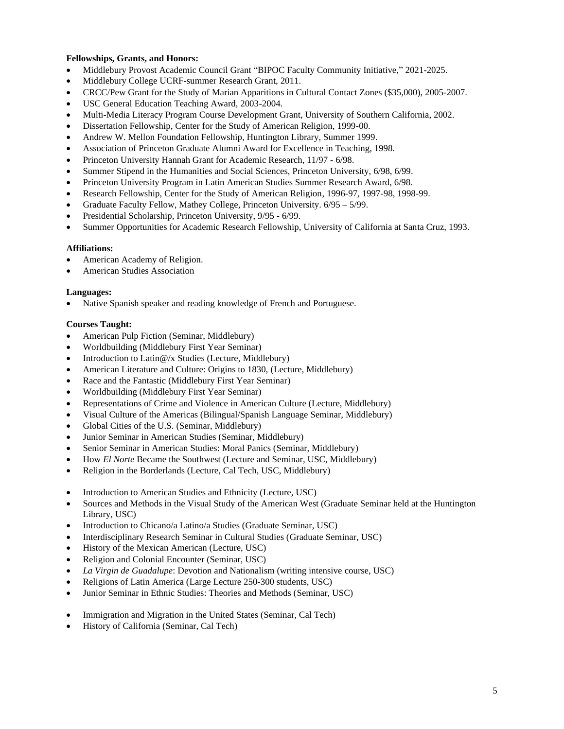**Fellowships, Grants, and Honors:**

- Middlebury Provost Academic Council Grant "BIPOC Faculty Community Initiative," 2021-2025.
- Middlebury College UCRF-summer Research Grant, 2011.
- CRCC/Pew Grant for the Study of Marian Apparitions in Cultural Contact Zones ($35,000), 2005-2007.
- USC General Education Teaching Award, 2003-2004.
- Multi-Media Literacy Program Course Development Grant, University of Southern California, 2002.
- Dissertation Fellowship, Center for the Study of American Religion, 1999-00.
- Andrew W. Mellon Foundation Fellowship, Huntington Library, Summer 1999.
- Association of Princeton Graduate Alumni Award for Excellence in Teaching, 1998.
- Princeton University Hannah Grant for Academic Research, 11/97 - 6/98.
- Summer Stipend in the Humanities and Social Sciences, Princeton University, 6/98, 6/99.
- Princeton University Program in Latin American Studies Summer Research Award, 6/98.
- Research Fellowship, Center for the Study of American Religion, 1996-97, 1997-98, 1998-99.
- Graduate Faculty Fellow, Mathey College, Princeton University. 6/95 – 5/99.
- Presidential Scholarship, Princeton University, 9/95 - 6/99.
- Summer Opportunities for Academic Research Fellowship, University of California at Santa Cruz, 1993.

**Affiliations:**

- American Academy of Religion.
- American Studies Association

**Languages:**

- Native Spanish speaker and reading knowledge of French and Portuguese.

**Courses Taught:**

- American Pulp Fiction (Seminar, Middlebury)
- Worldbuilding (Middlebury First Year Seminar)
- Introduction to Latin@/x Studies (Lecture, Middlebury)
- American Literature and Culture: Origins to 1830, (Lecture, Middlebury)
- Race and the Fantastic (Middlebury First Year Seminar)
- Worldbuilding (Middlebury First Year Seminar)
- Representations of Crime and Violence in American Culture (Lecture, Middlebury)
- Visual Culture of the Americas (Bilingual/Spanish Language Seminar, Middlebury)
- Global Cities of the U.S. (Seminar, Middlebury)
- Junior Seminar in American Studies (Seminar, Middlebury)
- Senior Seminar in American Studies: Moral Panics (Seminar, Middlebury)
- How *El Norte* Became the Southwest (Lecture and Seminar, USC, Middlebury)
- Religion in the Borderlands (Lecture, Cal Tech, USC, Middlebury)

- Introduction to American Studies and Ethnicity (Lecture, USC)
- Sources and Methods in the Visual Study of the American West (Graduate Seminar held at the Huntington Library, USC)
- Introduction to Chicano/a Latino/a Studies (Graduate Seminar, USC)
- Interdisciplinary Research Seminar in Cultural Studies (Graduate Seminar, USC)
- History of the Mexican American (Lecture, USC)
- Religion and Colonial Encounter (Seminar, USC)
- *La Virgin de Guadalupe*: Devotion and Nationalism (writing intensive course, USC)
- Religions of Latin America (Large Lecture 250-300 students, USC)
- Junior Seminar in Ethnic Studies: Theories and Methods (Seminar, USC)

- Immigration and Migration in the United States (Seminar, Cal Tech)
- History of California (Seminar, Cal Tech)